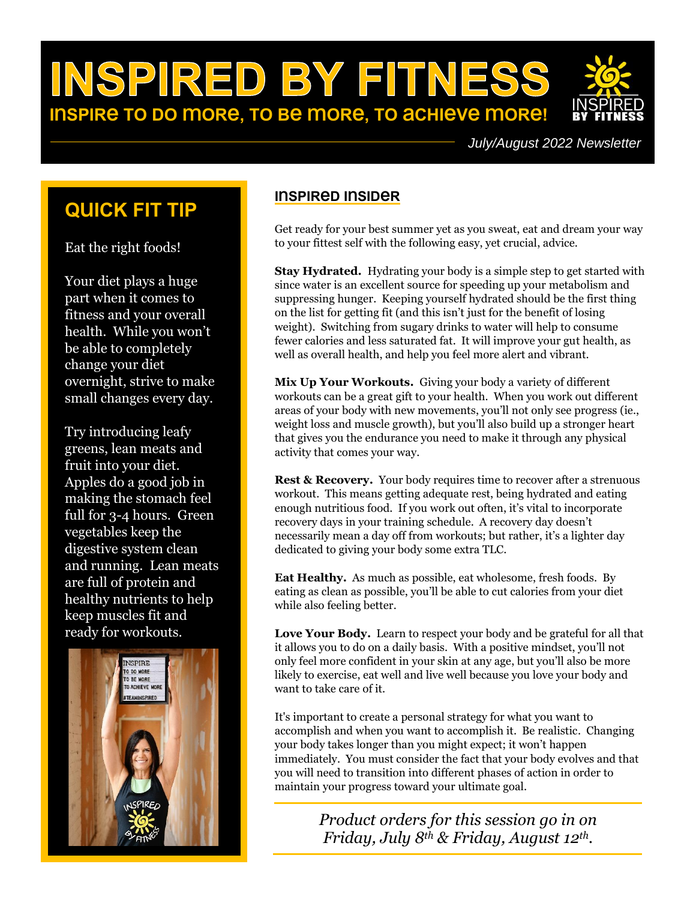# INSPIRED BY FITNESS

**INSPIRE TO DO MORE, TO BE MORE, TO ACHIEVE MORE!**

*July/August 2022 Newsletter*

## QUICK FIT TIP

Eat the right foods!

Your diet plays a huge part when it comes to fitness and your overall health. While you won't be able to completely change your diet overnight, strive to make small changes every day.

Try introducing leafy greens, lean meats and fruit into your diet. Apples do a good job in making the stomach feel full for 3-4 hours. Green vegetables keep the digestive system clean and running. Lean meats are full of protein and healthy nutrients to help keep muscles fit and ready for workouts.

## INSPIRED INSIDER

Get ready for your best summer yet as you sweat, eat and dream your way to your fittest self with the following easy, yet crucial, advice.

**Stay Hydrated.** Hydrating your body is a simple step to get started with since water is an excellent source for speeding up your metabolism and suppressing hunger. Keeping yourself hydrated should be the first thing on the list for getting fit (and this isn't just for the benefit of losing weight). Switching from sugary drinks to water will help to consume fewer calories and less saturated fat. It will improve your gut health, as well as overall health, and help you feel more alert and vibrant.

**Mix Up Your Workouts.** Giving your body a variety of different workouts can be a great gift to your health. When you work out different areas of your body with new movements, you'll not only see progress (ie., weight loss and muscle growth), but you'll also build up a stronger heart that gives you the endurance you need to make it through any physical activity that comes your way.

**Rest & Recovery.** Your body requires time to recover after a strenuous workout. This means getting adequate rest, being hydrated and eating enough nutritious food. If you work out often, it's vital to incorporate recovery days in your training schedule. A recovery day doesn't necessarily mean a day off from workouts; but rather, it's a lighter day dedicated to giving your body some extra TLC.

**Eat Healthy.** As much as possible, eat wholesome, fresh foods. By eating as clean as possible, you'll be able to cut calories from your diet while also feeling better.

**Love Your Body.** Learn to respect your body and be grateful for all that it allows you to do on a daily basis. With a positive mindset, you'll not only feel more confident in your skin at any age, but you'll also be more likely to exercise, eat well and live well because you love your body and want to take care of it.

It's important to create a personal strategy for what you want to accomplish and when you want to accomplish it. Be realistic. Changing your body takes longer than you might expect; it won't happen immediately. You must consider the fact that your body evolves and that you will need to transition into different phases of action in order to maintain your progress toward your ultimate goal.

*Product orders for this session go in on Friday, July 8th & Friday, August 12th.*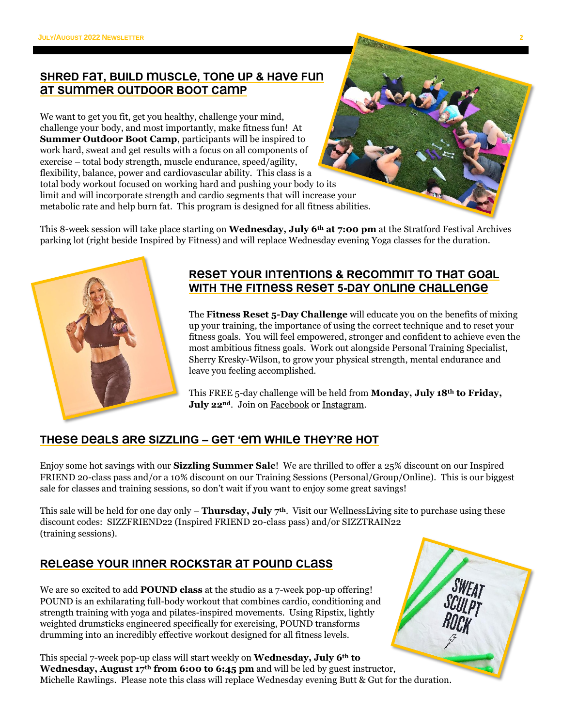## SHRED FAT, BUILD MUSCLE, TONE UP & HAVE FUN AT SUMMER OUTDOOR BOOT CAMP

We want to get you fit, get you healthy, challenge your mind, challenge your body, and most importantly, make fitness fun! At **Summer Outdoor Boot Camp**, participants will be inspired to work hard, sweat and get results with a focus on all components of exercise – total body strength, muscle endurance, speed/agility, flexibility, balance, power and cardiovascular ability. This class is a total body workout focused on working hard and pushing your body to its limit and will incorporate strength and cardio segments that will increase your metabolic rate and help burn fat. This program is designed for all fitness abilities.

This 8-week session will take place starting on **Wednesday, July 6th at 7:00 pm** at the Stratford Festival Archives parking lot (right beside Inspired by Fitness) and will replace Wednesday evening Yoga classes for the duration.

## RESET YOUR INTENTIONS & RECOMMIT TO THAT GOAL WITH THE FITNESS RESET 5-DAY ONLINE CHALLENGE

The **Fitness Reset 5-Day Challenge** will educate you on the benefits of mixing up your training, the importance of using the correct technique and to reset your fitness goals. You will feel empowered, stronger and confident to achieve even the most ambitious fitness goals. Work out alongside Personal Training Specialist, Sherry Kresky-Wilson, to grow your physical strength, mental endurance and leave you feeling accomplished.

This FREE 5-day challenge will be held from **Monday, July 18th to Friday, July 22nd**. Join on Facebook or Instagram.

## THESE DEALS ARE SIZZLING – GET 'EM WHILE THEY'RE HOT

Enjoy some hot savings with our **Sizzling Summer Sale**! We are thrilled to offer a 25% discount on our Inspired FRIEND 20-class pass and/or a 10% discount on our Training Sessions (Personal/Group/Online). This is our biggest sale for classes and training sessions, so don't wait if you want to enjoy some great savings!

This sale will be held for one day only – **Thursday, July 7th**. Visit our WellnessLiving site to purchase using these discount codes: SIZZFRIEND22 (Inspired FRIEND 20-class pass) and/or SIZZTRAIN22 (training sessions).

## RELEASE YOUR INNER ROCKSTAR AT POUND CLASS

We are so excited to add **POUND class** at the studio as a 7-week pop-up offering! POUND is an exhilarating full-body workout that combines cardio, conditioning and strength training with yoga and pilates-inspired movements. Using Ripstix, lightly weighted drumsticks engineered specifically for exercising, POUND transforms drumming into an incredibly effective workout designed for all fitness levels.

This special 7-week pop-up class will start weekly on **Wednesday, July 6th to Wednesday, August 17th from 6:00 to 6:45 pm** and will be led by guest instructor, Michelle Rawlings. Please note this class will replace Wednesday evening Butt & Gut for the duration.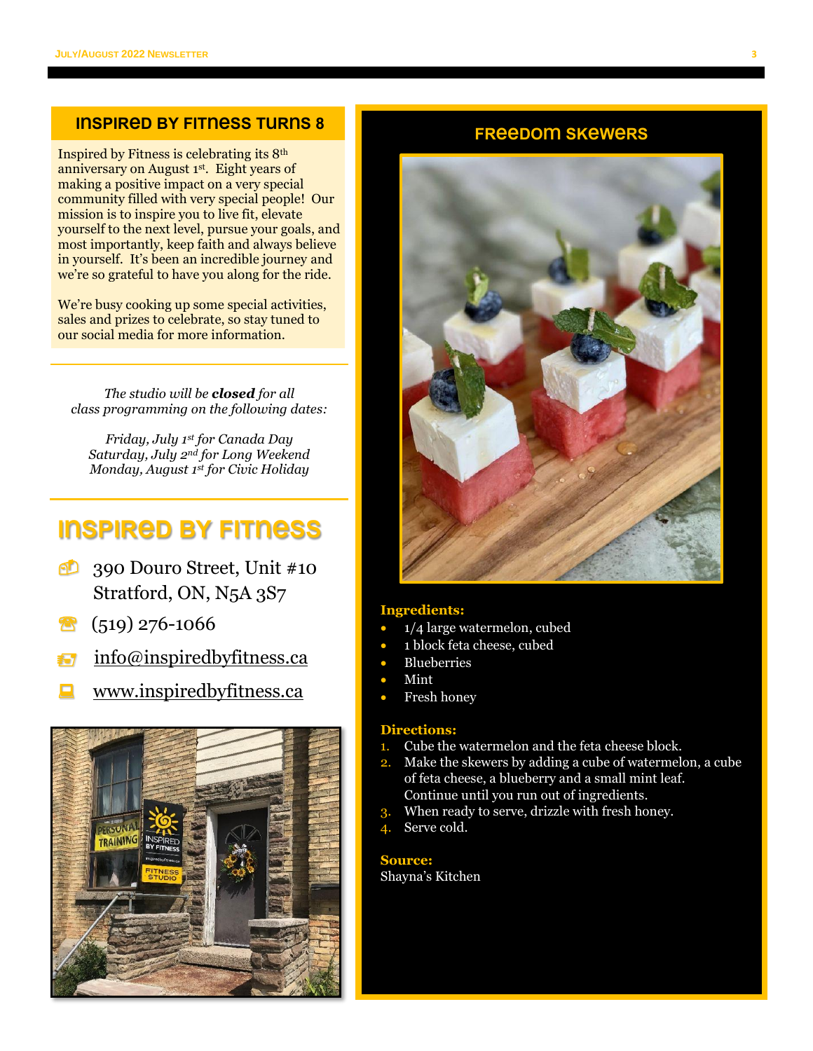## Inspired by Fitness Turns 8

Inspired by Fitness is celebrating its 8th anniversary on August 1st. Eight years of making a positive impact on a very special community filled with very special people! Our mission is to inspire you to live fit, elevate yourself to the next level, pursue your goals, and most importantly, keep faith and always believe in yourself. It's been an incredible journey and we're so grateful to have you along for the ride.

We're busy cooking up some special activities, sales and prizes to celebrate, so stay tuned to our social media for more information.

*The studio will be **closed** for all class programming on the following dates:*

*Friday, July 1st for Canada Day*
*Saturday, July 2nd for Long Weekend*
*Monday, August 1st for Civic Holiday*

## Inspired by Fitness

390 Douro Street, Unit #10
Stratford, ON, N5A 3S7

(519) 276-1066

info@inspiredbyfitness.ca

www.inspiredbyfitness.ca

## Freedom Skewers

**Ingredients:**

- 1/4 large watermelon, cubed
- 1 block feta cheese, cubed
- Blueberries
- Mint
- Fresh honey

**Directions:**

1. Cube the watermelon and the feta cheese block.
2. Make the skewers by adding a cube of watermelon, a cube of feta cheese, a blueberry and a small mint leaf. Continue until you run out of ingredients.
3. When ready to serve, drizzle with fresh honey.
4. Serve cold.

**Source:**
Shayna's Kitchen